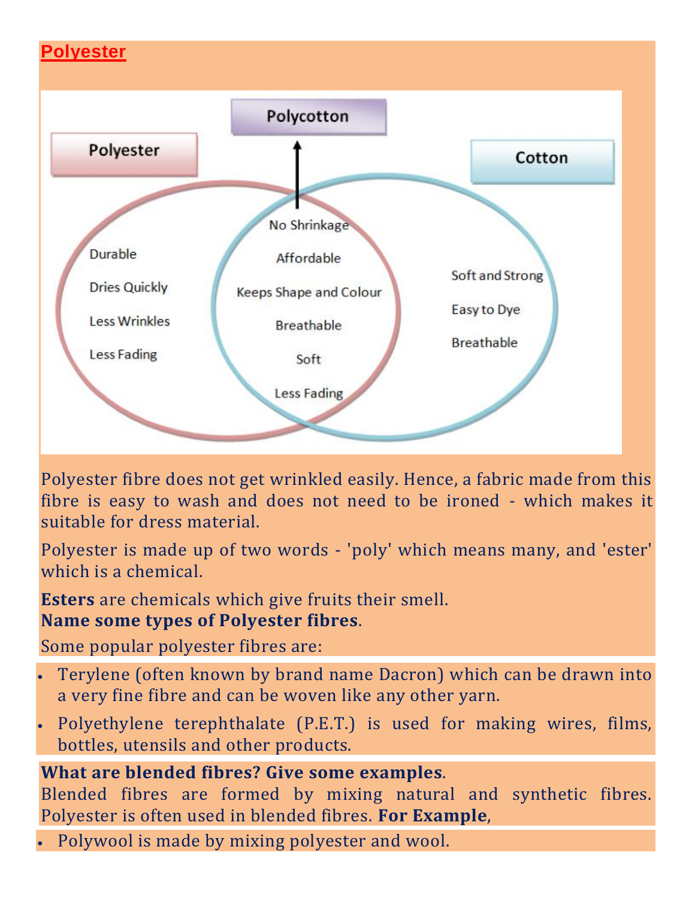## Polyester

Polycotton

Polyester

Cotton

Durable

Dries Quickly

Less Wrinkles

Less Fading

No Shrinkage

Affordable

Keeps Shape and Colour

Breathable

Soft

Less Fading

Soft and Strong

Easy to Dye

Breathable

Polyester fibre does not get wrinkled easily. Hence, a fabric made from this fibre is easy to wash and does not need to be ironed - which makes it suitable for dress material.

Polyester is made up of two words - 'poly' which means many, and 'ester' which is a chemical.

**Esters** are chemicals which give fruits their smell.

**Name some types of Polyester fibres**.

Some popular polyester fibres are:

- Terylene (often known by brand name Dacron) which can be drawn into a very fine fibre and can be woven like any other yarn.
- Polyethylene terephthalate (P.E.T.) is used for making wires, films, bottles, utensils and other products.

**What are blended fibres? Give some examples**.

Blended fibres are formed by mixing natural and synthetic fibres. Polyester is often used in blended fibres. **For Example**,

- Polywool is made by mixing polyester and wool.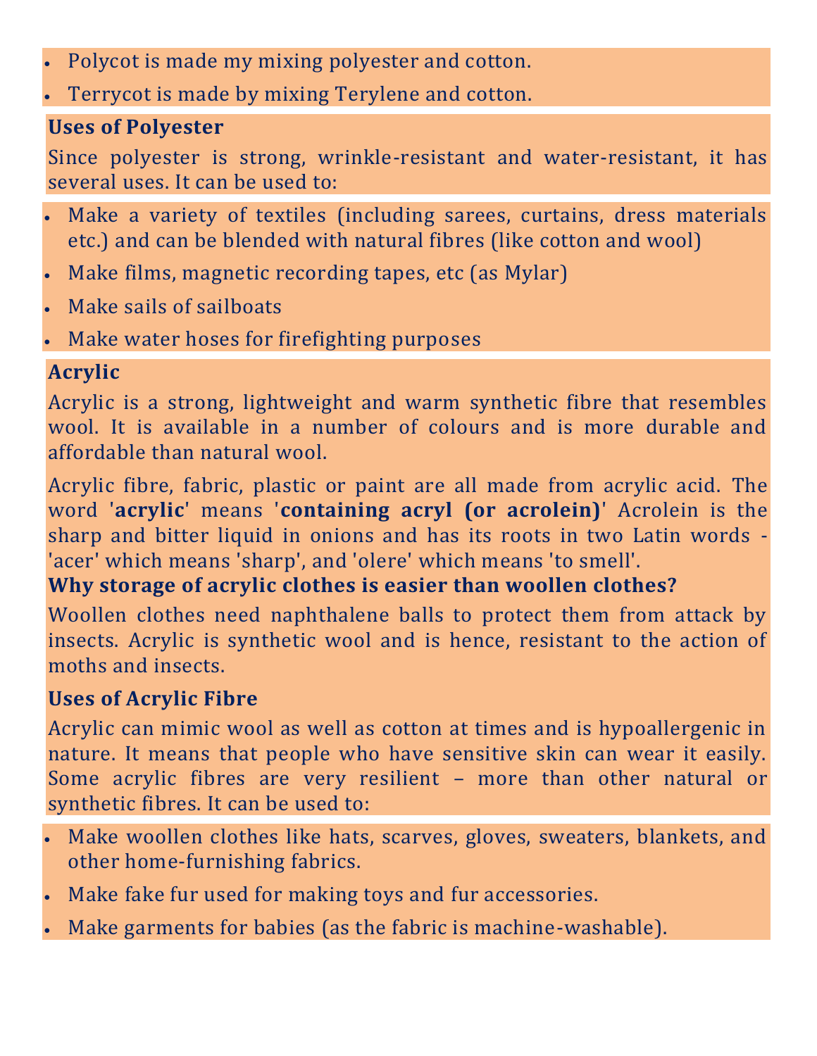- Polycot is made my mixing polyester and cotton.
- Terrycot is made by mixing Terylene and cotton.

### Uses of Polyester

Since polyester is strong, wrinkle-resistant and water-resistant, it has several uses. It can be used to:

- Make a variety of textiles (including sarees, curtains, dress materials etc.) and can be blended with natural fibres (like cotton and wool)
- Make films, magnetic recording tapes, etc (as Mylar)
- Make sails of sailboats
- Make water hoses for firefighting purposes

### Acrylic

Acrylic is a strong, lightweight and warm synthetic fibre that resembles wool. It is available in a number of colours and is more durable and affordable than natural wool.

Acrylic fibre, fabric, plastic or paint are all made from acrylic acid. The word '**acrylic**' means '**containing acryl (or acrolein)**' Acrolein is the sharp and bitter liquid in onions and has its roots in two Latin words - 'acer' which means 'sharp', and 'olere' which means 'to smell'.

### Why storage of acrylic clothes is easier than woollen clothes?

Woollen clothes need naphthalene balls to protect them from attack by insects. Acrylic is synthetic wool and is hence, resistant to the action of moths and insects.

### Uses of Acrylic Fibre

Acrylic can mimic wool as well as cotton at times and is hypoallergenic in nature. It means that people who have sensitive skin can wear it easily. Some acrylic fibres are very resilient – more than other natural or synthetic fibres. It can be used to:

- Make woollen clothes like hats, scarves, gloves, sweaters, blankets, and other home-furnishing fabrics.
- Make fake fur used for making toys and fur accessories.
- Make garments for babies (as the fabric is machine-washable).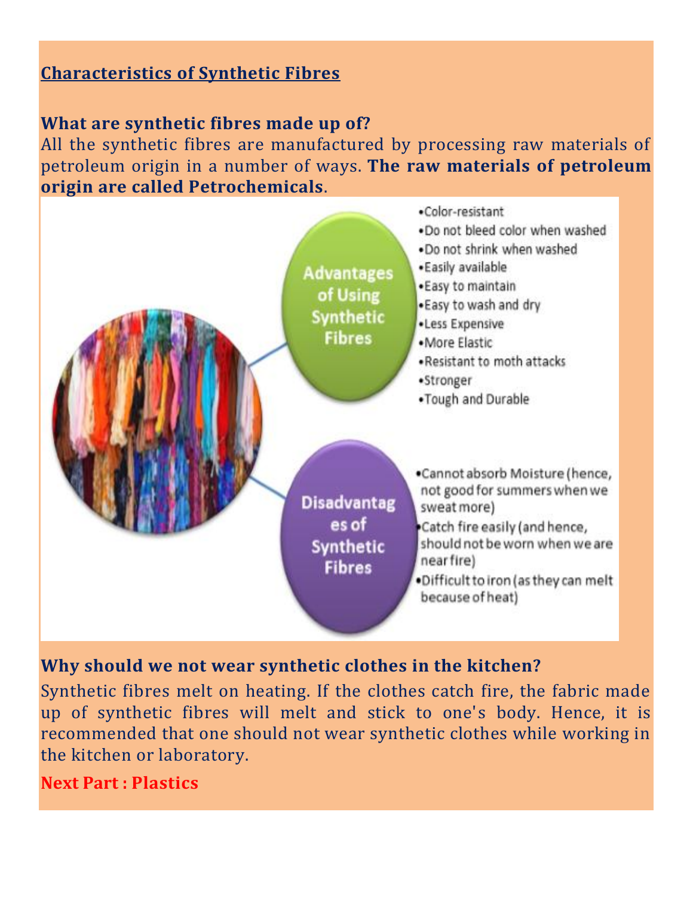## Characteristics of Synthetic Fibres

**What are synthetic fibres made up of?**

All the synthetic fibres are manufactured by processing raw materials of petroleum origin in a number of ways. **The raw materials of petroleum origin are called Petrochemicals**.

**Advantages of Using Synthetic Fibres**

- Color-resistant
- Do not bleed color when washed
- Do not shrink when washed
- Easily available
- Easy to maintain
- Easy to wash and dry
- Less Expensive
- More Elastic
- Resistant to moth attacks
- Stronger
- Tough and Durable

**Disadvantages of Synthetic Fibres**

- Cannot absorb Moisture (hence, not good for summers when we sweat more)
- Catch fire easily (and hence, should not be worn when we are near fire)
- Difficult to iron (as they can melt because of heat)

**Why should we not wear synthetic clothes in the kitchen?**

Synthetic fibres melt on heating. If the clothes catch fire, the fabric made up of synthetic fibres will melt and stick to one's body. Hence, it is recommended that one should not wear synthetic clothes while working in the kitchen or laboratory.

**Next Part : Plastics**